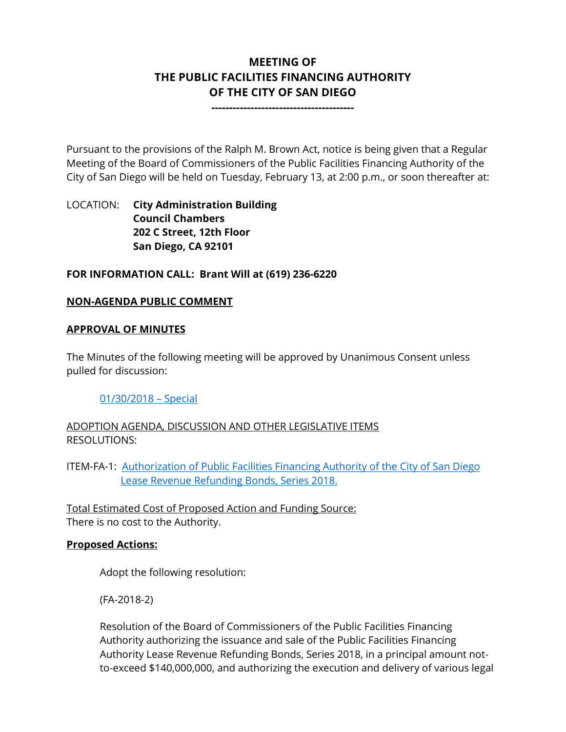# MEETING OF THE PUBLIC FACILITIES FINANCING AUTHORITY OF THE CITY OF SAN DIEGO

---------------------------------------

Pursuant to the provisions of the Ralph M. Brown Act, notice is being given that a Regular Meeting of the Board of Commissioners of the Public Facilities Financing Authority of the City of San Diego will be held on Tuesday, February 13, at 2:00 p.m., or soon thereafter at:

LOCATION: **City Administration Building**
**Council Chambers**
**202 C Street, 12th Floor**
**San Diego, CA 92101**

**FOR INFORMATION CALL: Brant Will at (619) 236-6220**

**NON-AGENDA PUBLIC COMMENT**

**APPROVAL OF MINUTES**

The Minutes of the following meeting will be approved by Unanimous Consent unless pulled for discussion:

01/30/2018 – Special

ADOPTION AGENDA, DISCUSSION AND OTHER LEGISLATIVE ITEMS
RESOLUTIONS:

ITEM-FA-1: Authorization of Public Facilities Financing Authority of the City of San Diego Lease Revenue Refunding Bonds, Series 2018.

Total Estimated Cost of Proposed Action and Funding Source:
There is no cost to the Authority.

**Proposed Actions:**

Adopt the following resolution:

(FA-2018-2)

Resolution of the Board of Commissioners of the Public Facilities Financing Authority authorizing the issuance and sale of the Public Facilities Financing Authority Lease Revenue Refunding Bonds, Series 2018, in a principal amount not-to-exceed $140,000,000, and authorizing the execution and delivery of various legal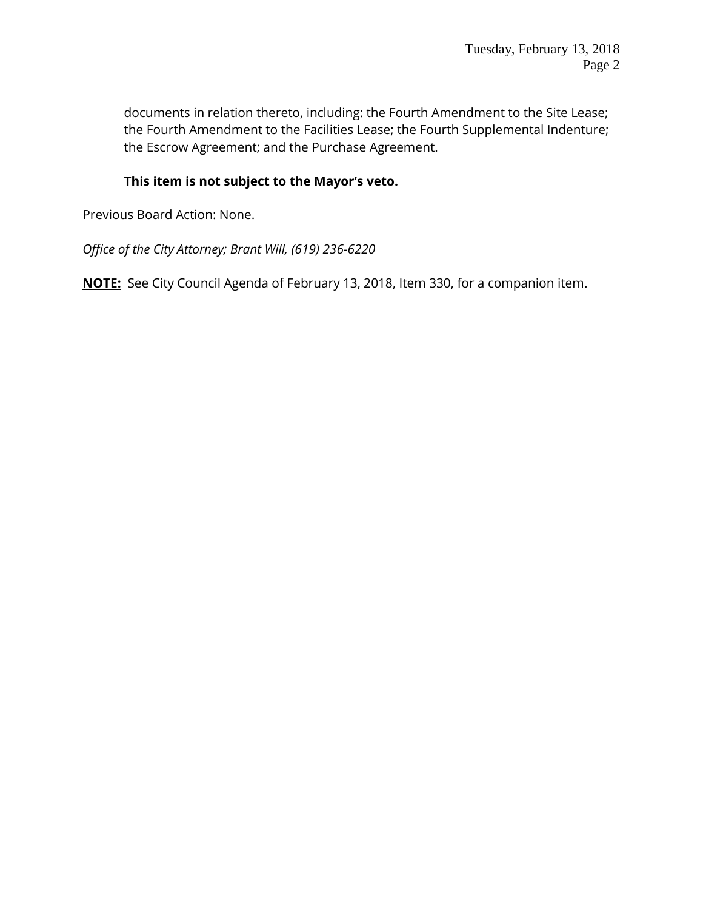documents in relation thereto, including: the Fourth Amendment to the Site Lease; the Fourth Amendment to the Facilities Lease; the Fourth Supplemental Indenture; the Escrow Agreement; and the Purchase Agreement.

**This item is not subject to the Mayor's veto.**

Previous Board Action: None.

*Office of the City Attorney; Brant Will, (619) 236-6220*

**NOTE:** See City Council Agenda of February 13, 2018, Item 330, for a companion item.